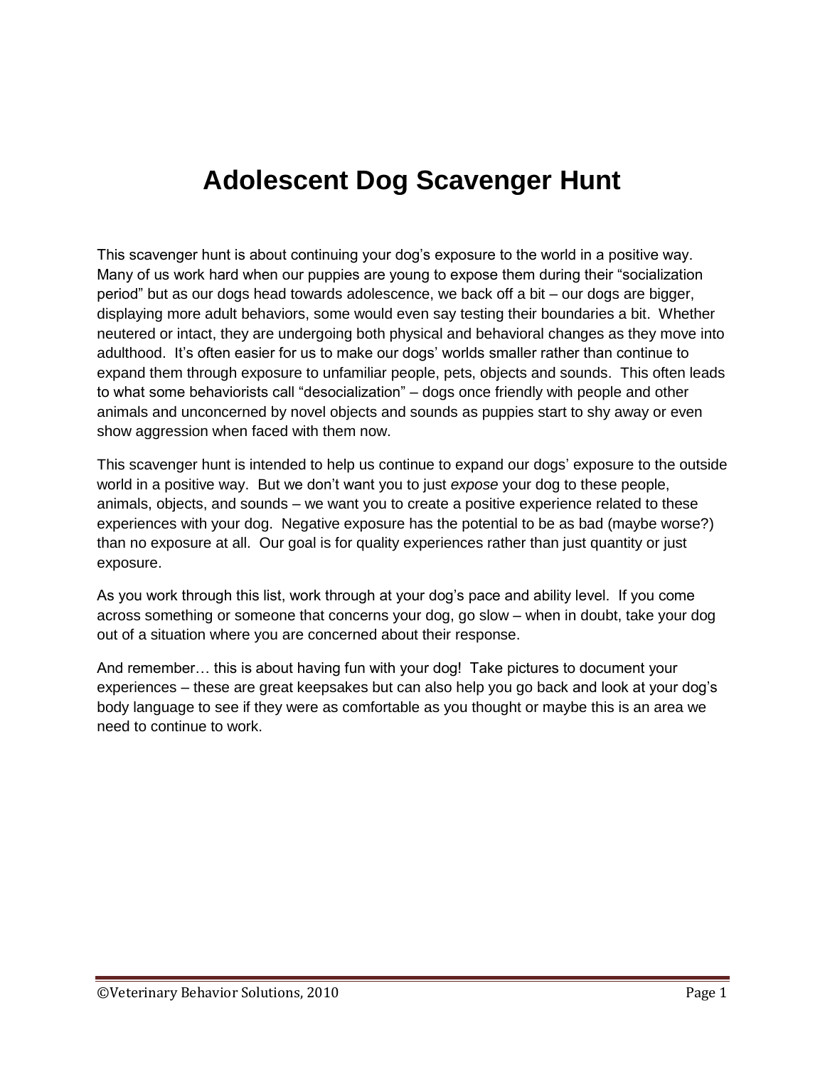# Adolescent Dog Scavenger Hunt

This scavenger hunt is about continuing your dog's exposure to the world in a positive way. Many of us work hard when our puppies are young to expose them during their "socialization period" but as our dogs head towards adolescence, we back off a bit – our dogs are bigger, displaying more adult behaviors, some would even say testing their boundaries a bit. Whether neutered or intact, they are undergoing both physical and behavioral changes as they move into adulthood. It's often easier for us to make our dogs' worlds smaller rather than continue to expand them through exposure to unfamiliar people, pets, objects and sounds. This often leads to what some behaviorists call "desocialization" – dogs once friendly with people and other animals and unconcerned by novel objects and sounds as puppies start to shy away or even show aggression when faced with them now.

This scavenger hunt is intended to help us continue to expand our dogs' exposure to the outside world in a positive way. But we don't want you to just *expose* your dog to these people, animals, objects, and sounds – we want you to create a positive experience related to these experiences with your dog. Negative exposure has the potential to be as bad (maybe worse?) than no exposure at all. Our goal is for quality experiences rather than just quantity or just exposure.

As you work through this list, work through at your dog's pace and ability level. If you come across something or someone that concerns your dog, go slow – when in doubt, take your dog out of a situation where you are concerned about their response.

And remember… this is about having fun with your dog! Take pictures to document your experiences – these are great keepsakes but can also help you go back and look at your dog's body language to see if they were as comfortable as you thought or maybe this is an area we need to continue to work.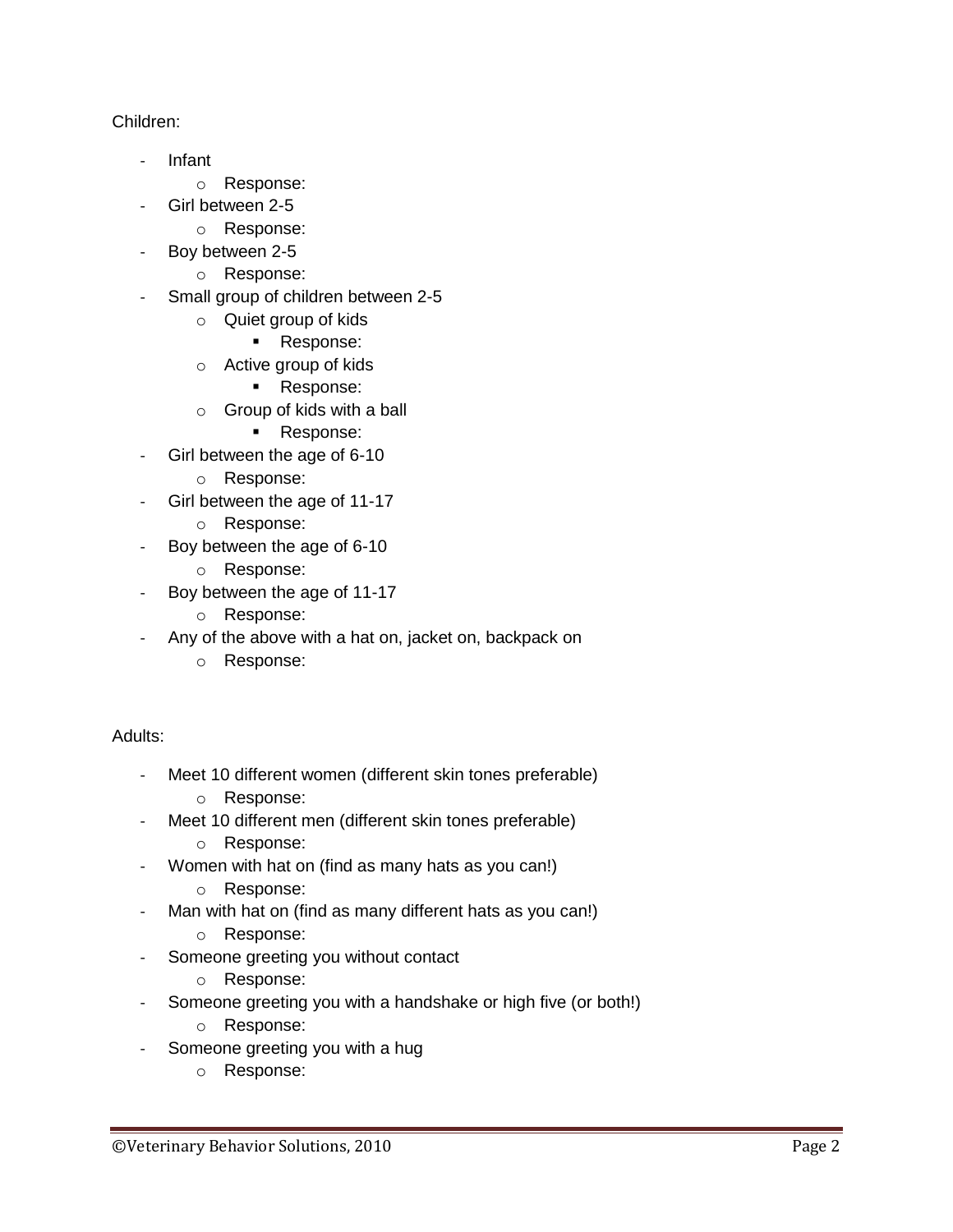Children:

- Infant
    - Response:
- Girl between 2-5
    - Response:
- Boy between 2-5
    - Response:
- Small group of children between 2-5
    - Quiet group of kids
        - Response:
    - Active group of kids
        - Response:
    - Group of kids with a ball
        - Response:
- Girl between the age of 6-10
    - Response:
- Girl between the age of 11-17
    - Response:
- Boy between the age of 6-10
    - Response:
- Boy between the age of 11-17
    - Response:
- Any of the above with a hat on, jacket on, backpack on
    - Response:

Adults:

- Meet 10 different women (different skin tones preferable)
    - Response:
- Meet 10 different men (different skin tones preferable)
    - Response:
- Women with hat on (find as many hats as you can!)
    - Response:
- Man with hat on (find as many different hats as you can!)
    - Response:
- Someone greeting you without contact
    - Response:
- Someone greeting you with a handshake or high five (or both!)
    - Response:
- Someone greeting you with a hug
    - Response: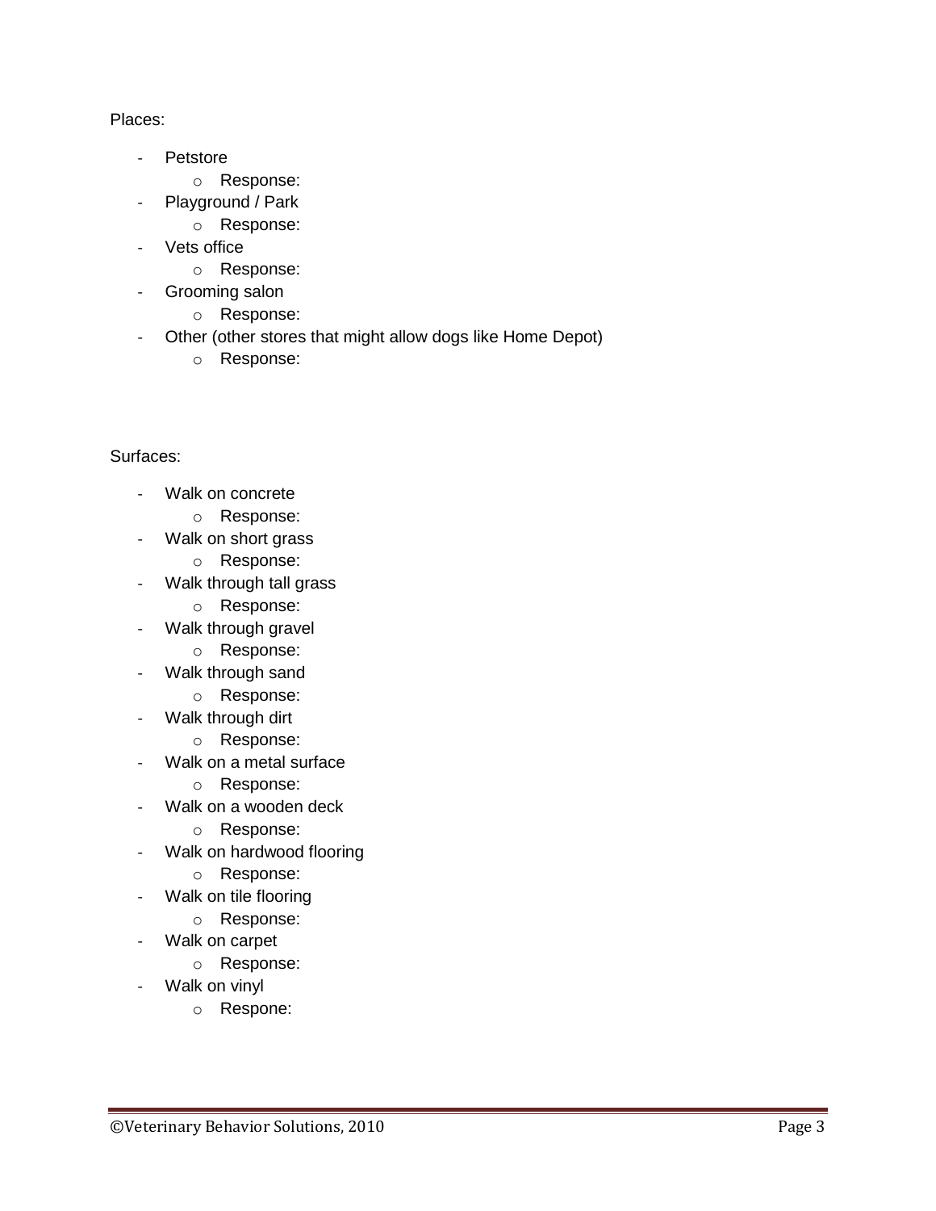Places:

- Petstore
    - Response:
- Playground / Park
    - Response:
- Vets office
    - Response:
- Grooming salon
    - Response:
- Other (other stores that might allow dogs like Home Depot)
    - Response:

Surfaces:

- Walk on concrete
    - Response:
- Walk on short grass
    - Response:
- Walk through tall grass
    - Response:
- Walk through gravel
    - Response:
- Walk through sand
    - Response:
- Walk through dirt
    - Response:
- Walk on a metal surface
    - Response:
- Walk on a wooden deck
    - Response:
- Walk on hardwood flooring
    - Response:
- Walk on tile flooring
    - Response:
- Walk on carpet
    - Response:
- Walk on vinyl
    - Respone: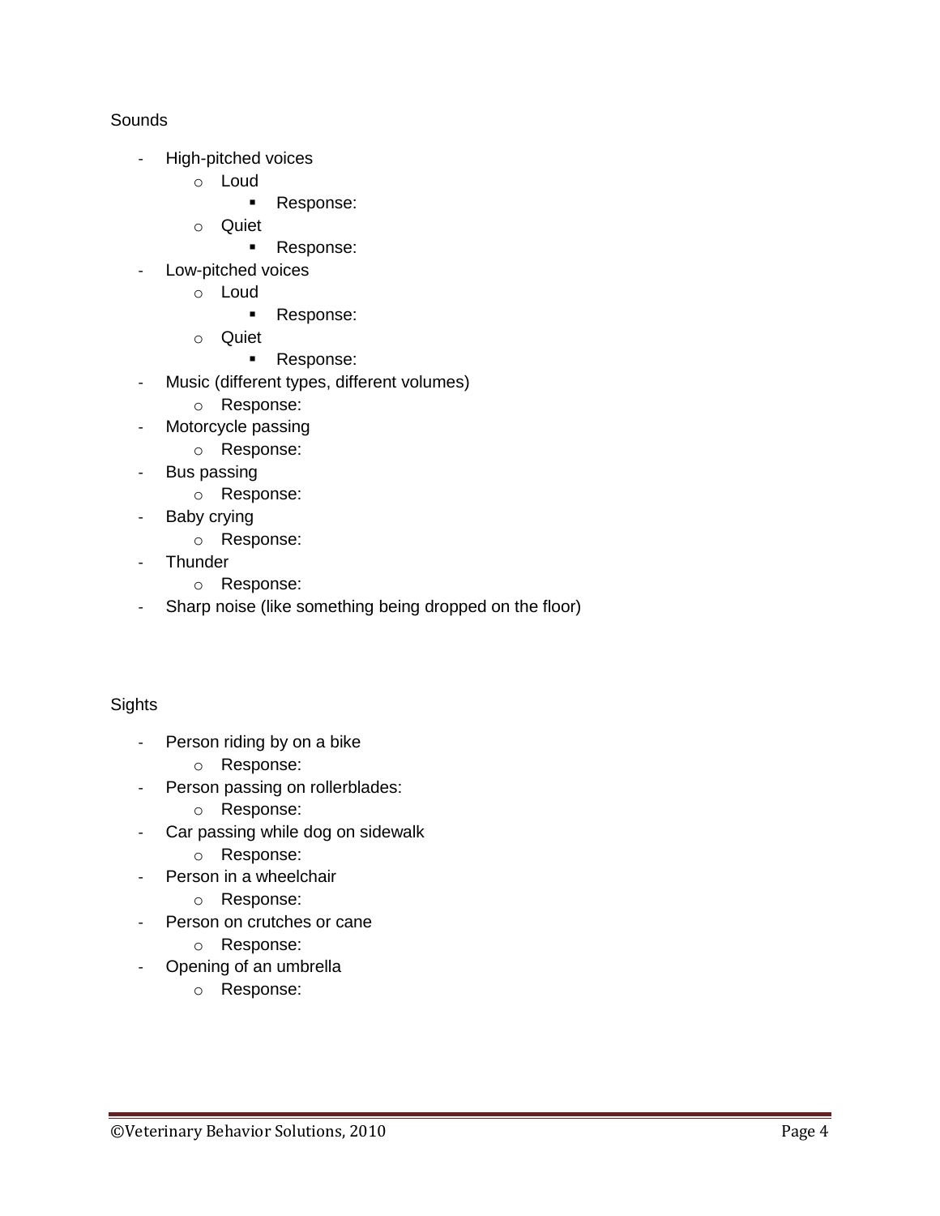Sounds

- High-pitched voices
  - Loud
    - Response:
  - Quiet
    - Response:
- Low-pitched voices
  - Loud
    - Response:
  - Quiet
    - Response:
- Music (different types, different volumes)
  - Response:
- Motorcycle passing
  - Response:
- Bus passing
  - Response:
- Baby crying
  - Response:
- Thunder
  - Response:
- Sharp noise (like something being dropped on the floor)

Sights

- Person riding by on a bike
  - Response:
- Person passing on rollerblades:
  - Response:
- Car passing while dog on sidewalk
  - Response:
- Person in a wheelchair
  - Response:
- Person on crutches or cane
  - Response:
- Opening of an umbrella
  - Response:

©Veterinary Behavior Solutions, 2010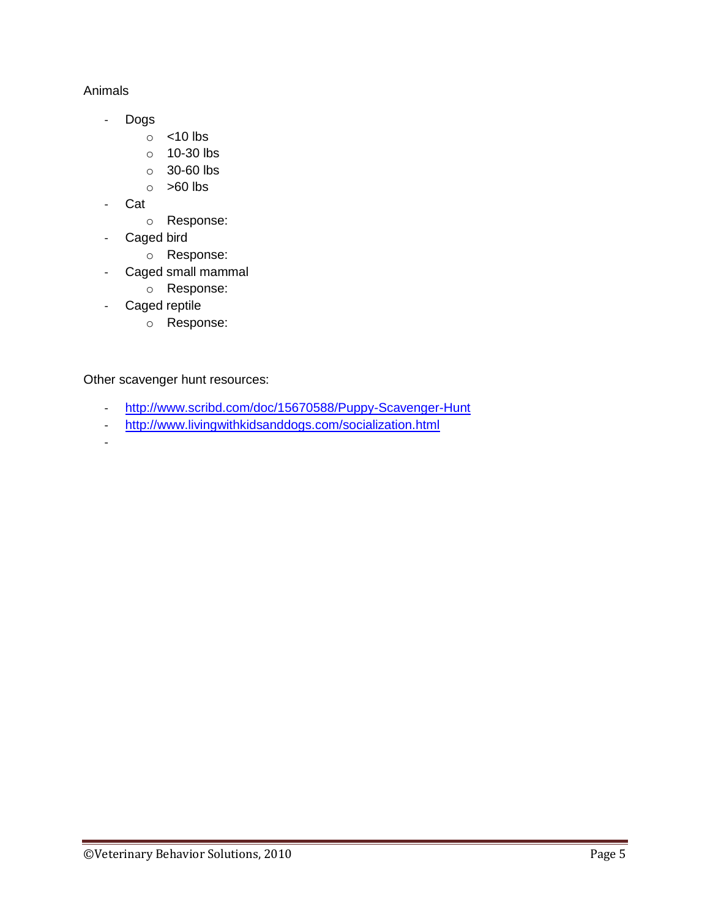Animals

- Dogs
  - <10 lbs
  - 10-30 lbs
  - 30-60 lbs
  - >60 lbs
- Cat
  - Response:
- Caged bird
  - Response:
- Caged small mammal
  - Response:
- Caged reptile
  - Response:

Other scavenger hunt resources:

- http://www.scribd.com/doc/15670588/Puppy-Scavenger-Hunt
- http://www.livingwithkidsanddogs.com/socialization.html
-